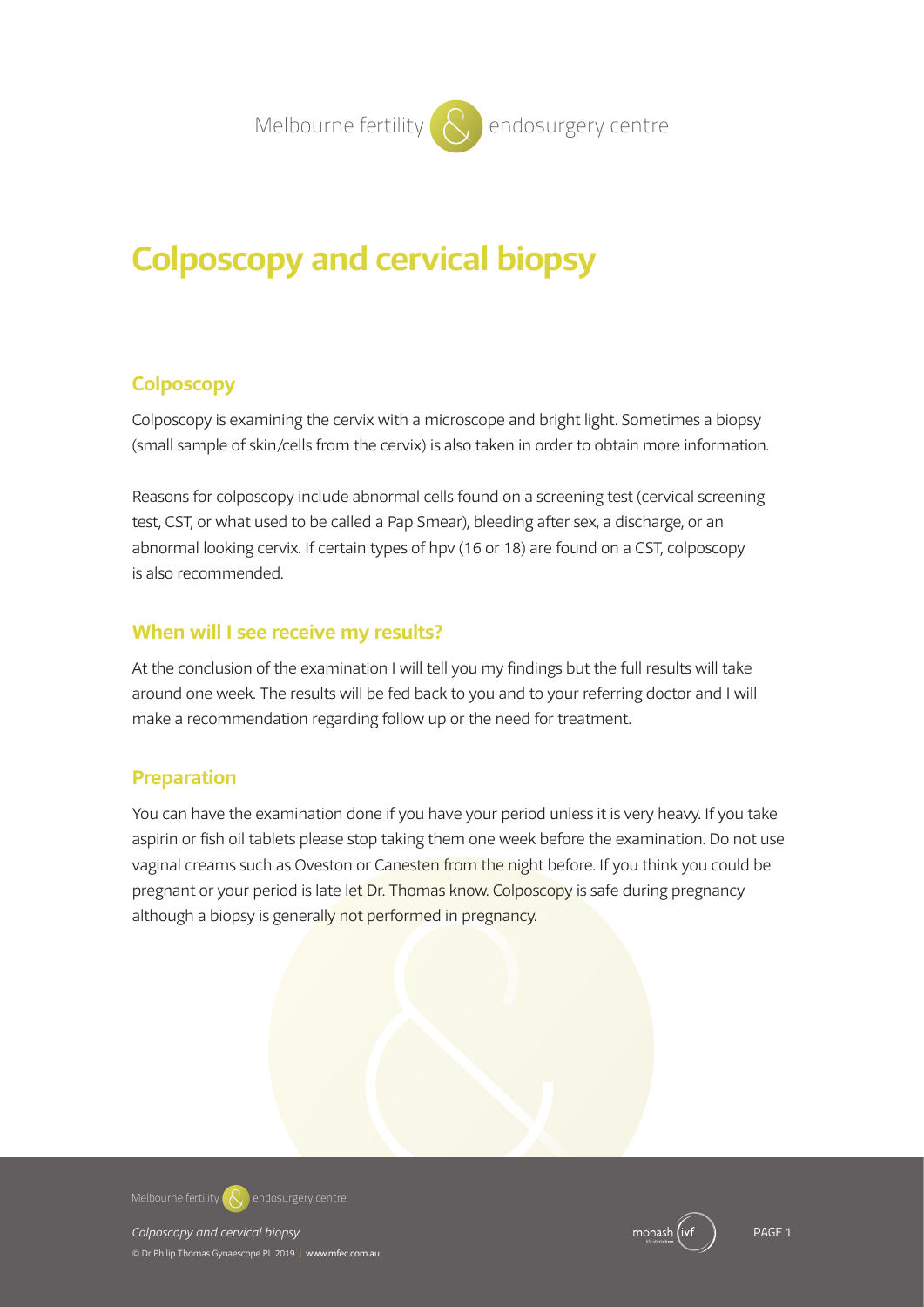# Colposcopy and cervical biopsy

## Colposcopy

Colposcopy is examining the cervix with a microscope and bright light. Sometimes a biopsy (small sample of skin/cells from the cervix) is also taken in order to obtain more information.

Reasons for colposcopy include abnormal cells found on a screening test (cervical screening test, CST, or what used to be called a Pap Smear), bleeding after sex, a discharge, or an abnormal looking cervix. If certain types of hpv (16 or 18) are found on a CST, colposcopy is also recommended.

## When will I see receive my results?

At the conclusion of the examination I will tell you my findings but the full results will take around one week. The results will be fed back to you and to your referring doctor and I will make a recommendation regarding follow up or the need for treatment.

## Preparation

You can have the examination done if you have your period unless it is very heavy. If you take aspirin or fish oil tablets please stop taking them one week before the examination. Do not use vaginal creams such as Oveston or Canesten from the night before. If you think you could be pregnant or your period is late let Dr. Thomas know. Colposcopy is safe during pregnancy although a biopsy is generally not performed in pregnancy.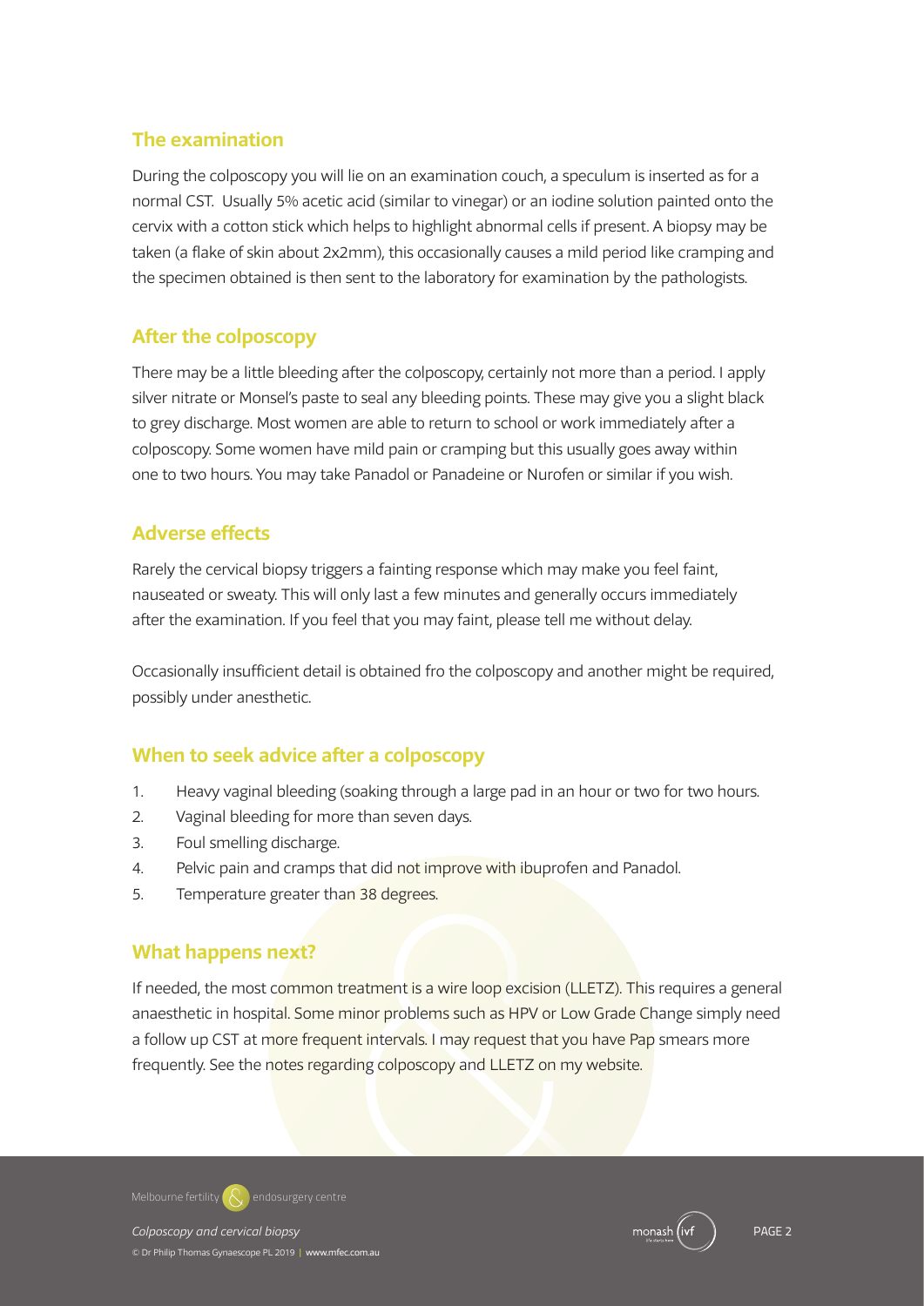## The examination

During the colposcopy you will lie on an examination couch, a speculum is inserted as for a normal CST. Usually 5% acetic acid (similar to vinegar) or an iodine solution painted onto the cervix with a cotton stick which helps to highlight abnormal cells if present. A biopsy may be taken (a flake of skin about 2x2mm), this occasionally causes a mild period like cramping and the specimen obtained is then sent to the laboratory for examination by the pathologists.

## After the colposcopy

There may be a little bleeding after the colposcopy, certainly not more than a period. I apply silver nitrate or Monsel's paste to seal any bleeding points. These may give you a slight black to grey discharge. Most women are able to return to school or work immediately after a colposcopy. Some women have mild pain or cramping but this usually goes away within one to two hours. You may take Panadol or Panadeine or Nurofen or similar if you wish.

## Adverse effects

Rarely the cervical biopsy triggers a fainting response which may make you feel faint, nauseated or sweaty. This will only last a few minutes and generally occurs immediately after the examination. If you feel that you may faint, please tell me without delay.

Occasionally insufficient detail is obtained fro the colposcopy and another might be required, possibly under anesthetic.

## When to seek advice after a colposcopy

1. Heavy vaginal bleeding (soaking through a large pad in an hour or two for two hours.
2. Vaginal bleeding for more than seven days.
3. Foul smelling discharge.
4. Pelvic pain and cramps that did not improve with ibuprofen and Panadol.
5. Temperature greater than 38 degrees.

## What happens next?

If needed, the most common treatment is a wire loop excision (LLETZ). This requires a general anaesthetic in hospital. Some minor problems such as HPV or Low Grade Change simply need a follow up CST at more frequent intervals. I may request that you have Pap smears more frequently. See the notes regarding colposcopy and LLETZ on my website.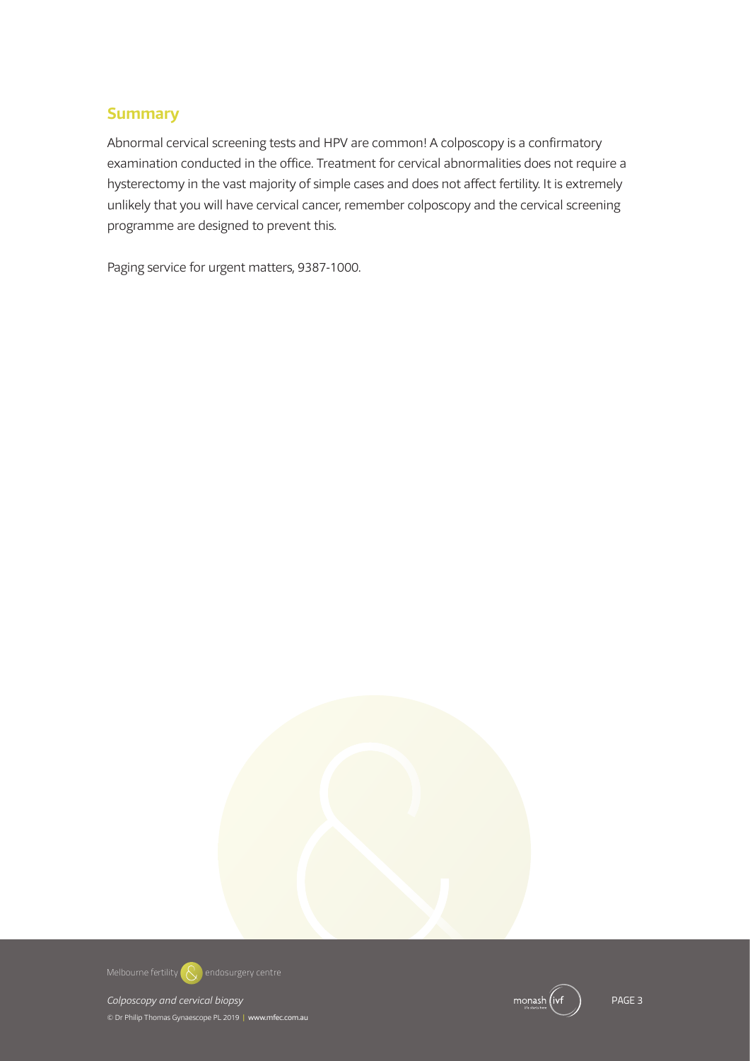## Summary

Abnormal cervical screening tests and HPV are common! A colposcopy is a confirmatory examination conducted in the office. Treatment for cervical abnormalities does not require a hysterectomy in the vast majority of simple cases and does not affect fertility. It is extremely unlikely that you will have cervical cancer, remember colposcopy and the cervical screening programme are designed to prevent this.

Paging service for urgent matters, 9387-1000.